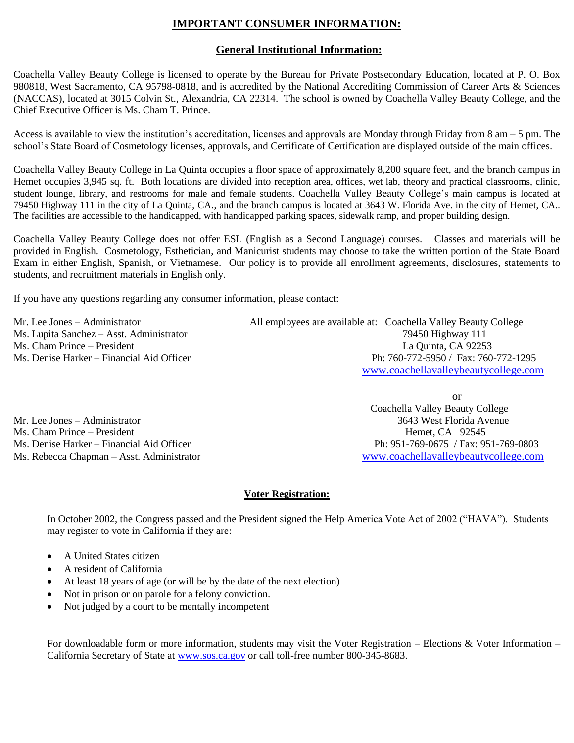# IMPORTANT CONSUMER INFORMATION:

## General Institutional Information:

Coachella Valley Beauty College is licensed to operate by the Bureau for Private Postsecondary Education, located at P. O. Box 980818, West Sacramento, CA 95798-0818, and is accredited by the National Accrediting Commission of Career Arts & Sciences (NACCAS), located at 3015 Colvin St., Alexandria, CA 22314. The school is owned by Coachella Valley Beauty College, and the Chief Executive Officer is Ms. Cham T. Prince.

Access is available to view the institution's accreditation, licenses and approvals are Monday through Friday from 8 am – 5 pm. The school's State Board of Cosmetology licenses, approvals, and Certificate of Certification are displayed outside of the main offices.

Coachella Valley Beauty College in La Quinta occupies a floor space of approximately 8,200 square feet, and the branch campus in Hemet occupies 3,945 sq. ft. Both locations are divided into reception area, offices, wet lab, theory and practical classrooms, clinic, student lounge, library, and restrooms for male and female students. Coachella Valley Beauty College's main campus is located at 79450 Highway 111 in the city of La Quinta, CA., and the branch campus is located at 3643 W. Florida Ave. in the city of Hemet, CA.. The facilities are accessible to the handicapped, with handicapped parking spaces, sidewalk ramp, and proper building design.

Coachella Valley Beauty College does not offer ESL (English as a Second Language) courses. Classes and materials will be provided in English. Cosmetology, Esthetician, and Manicurist students may choose to take the written portion of the State Board Exam in either English, Spanish, or Vietnamese. Our policy is to provide all enrollment agreements, disclosures, statements to students, and recruitment materials in English only.

If you have any questions regarding any consumer information, please contact:

Mr. Lee Jones – Administrator
Ms. Lupita Sanchez – Asst. Administrator
Ms. Cham Prince – President
Ms. Denise Harker – Financial Aid Officer

All employees are available at: Coachella Valley Beauty College
79450 Highway 111
La Quinta, CA 92253
Ph: 760-772-5950 / Fax: 760-772-1295
www.coachellavalleybeautycollege.com

or

Mr. Lee Jones – Administrator
Ms. Cham Prince – President
Ms. Denise Harker – Financial Aid Officer
Ms. Rebecca Chapman – Asst. Administrator

Coachella Valley Beauty College
3643 West Florida Avenue
Hemet, CA 92545
Ph: 951-769-0675 / Fax: 951-769-0803
www.coachellavalleybeautycollege.com

## Voter Registration:

In October 2002, the Congress passed and the President signed the Help America Vote Act of 2002 ("HAVA"). Students may register to vote in California if they are:

- A United States citizen
- A resident of California
- At least 18 years of age (or will be by the date of the next election)
- Not in prison or on parole for a felony conviction.
- Not judged by a court to be mentally incompetent

For downloadable form or more information, students may visit the Voter Registration – Elections & Voter Information – California Secretary of State at www.sos.ca.gov or call toll-free number 800-345-8683.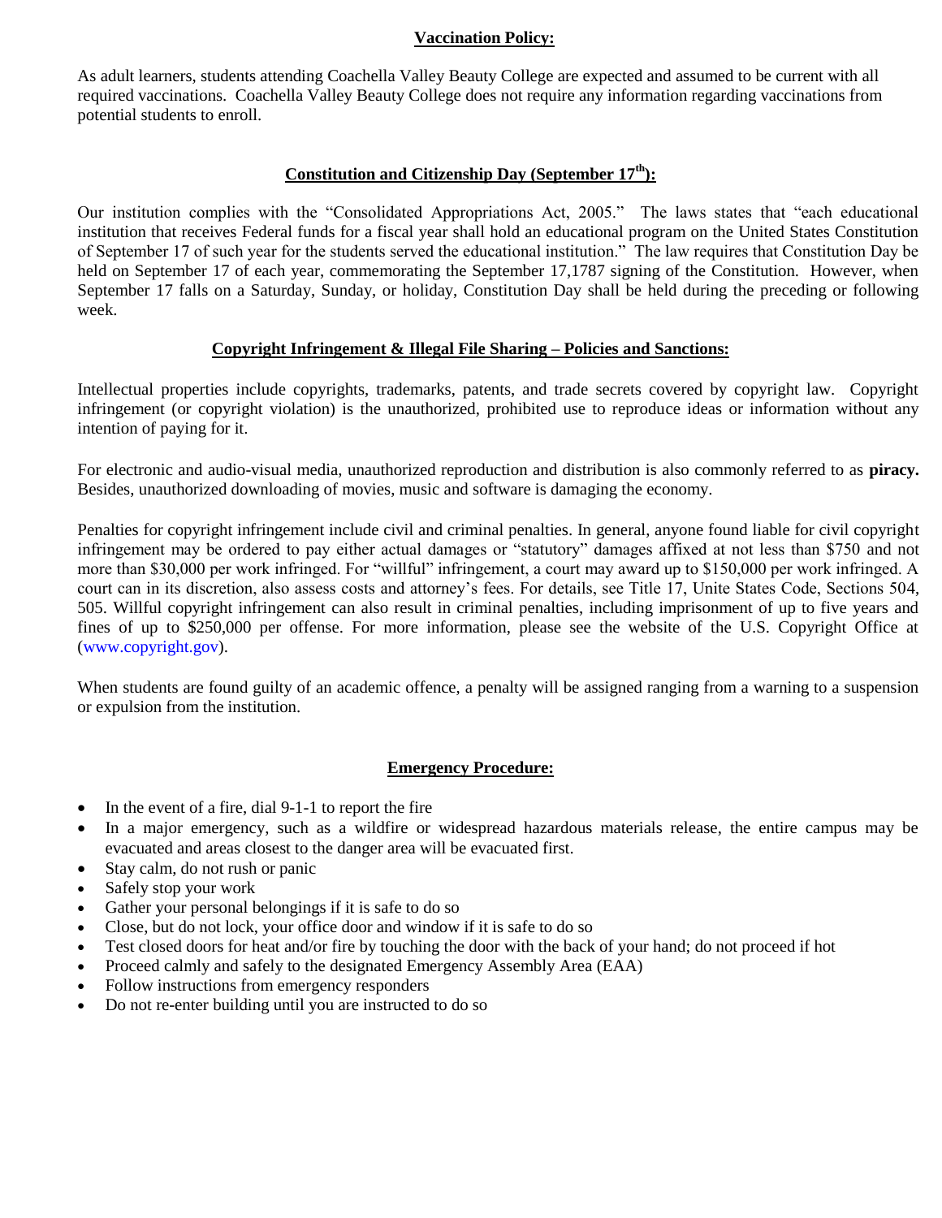## Vaccination Policy:

As adult learners, students attending Coachella Valley Beauty College are expected and assumed to be current with all required vaccinations. Coachella Valley Beauty College does not require any information regarding vaccinations from potential students to enroll.

## Constitution and Citizenship Day (September 17th):

Our institution complies with the "Consolidated Appropriations Act, 2005." The laws states that "each educational institution that receives Federal funds for a fiscal year shall hold an educational program on the United States Constitution of September 17 of such year for the students served the educational institution." The law requires that Constitution Day be held on September 17 of each year, commemorating the September 17,1787 signing of the Constitution. However, when September 17 falls on a Saturday, Sunday, or holiday, Constitution Day shall be held during the preceding or following week.

## Copyright Infringement & Illegal File Sharing – Policies and Sanctions:

Intellectual properties include copyrights, trademarks, patents, and trade secrets covered by copyright law. Copyright infringement (or copyright violation) is the unauthorized, prohibited use to reproduce ideas or information without any intention of paying for it.

For electronic and audio-visual media, unauthorized reproduction and distribution is also commonly referred to as **piracy.** Besides, unauthorized downloading of movies, music and software is damaging the economy.

Penalties for copyright infringement include civil and criminal penalties. In general, anyone found liable for civil copyright infringement may be ordered to pay either actual damages or "statutory" damages affixed at not less than $750 and not more than $30,000 per work infringed. For "willful" infringement, a court may award up to $150,000 per work infringed. A court can in its discretion, also assess costs and attorney's fees. For details, see Title 17, Unite States Code, Sections 504, 505. Willful copyright infringement can also result in criminal penalties, including imprisonment of up to five years and fines of up to $250,000 per offense. For more information, please see the website of the U.S. Copyright Office at (www.copyright.gov).

When students are found guilty of an academic offence, a penalty will be assigned ranging from a warning to a suspension or expulsion from the institution.

## Emergency Procedure:

- In the event of a fire, dial 9-1-1 to report the fire
- In a major emergency, such as a wildfire or widespread hazardous materials release, the entire campus may be evacuated and areas closest to the danger area will be evacuated first.
- Stay calm, do not rush or panic
- Safely stop your work
- Gather your personal belongings if it is safe to do so
- Close, but do not lock, your office door and window if it is safe to do so
- Test closed doors for heat and/or fire by touching the door with the back of your hand; do not proceed if hot
- Proceed calmly and safely to the designated Emergency Assembly Area (EAA)
- Follow instructions from emergency responders
- Do not re-enter building until you are instructed to do so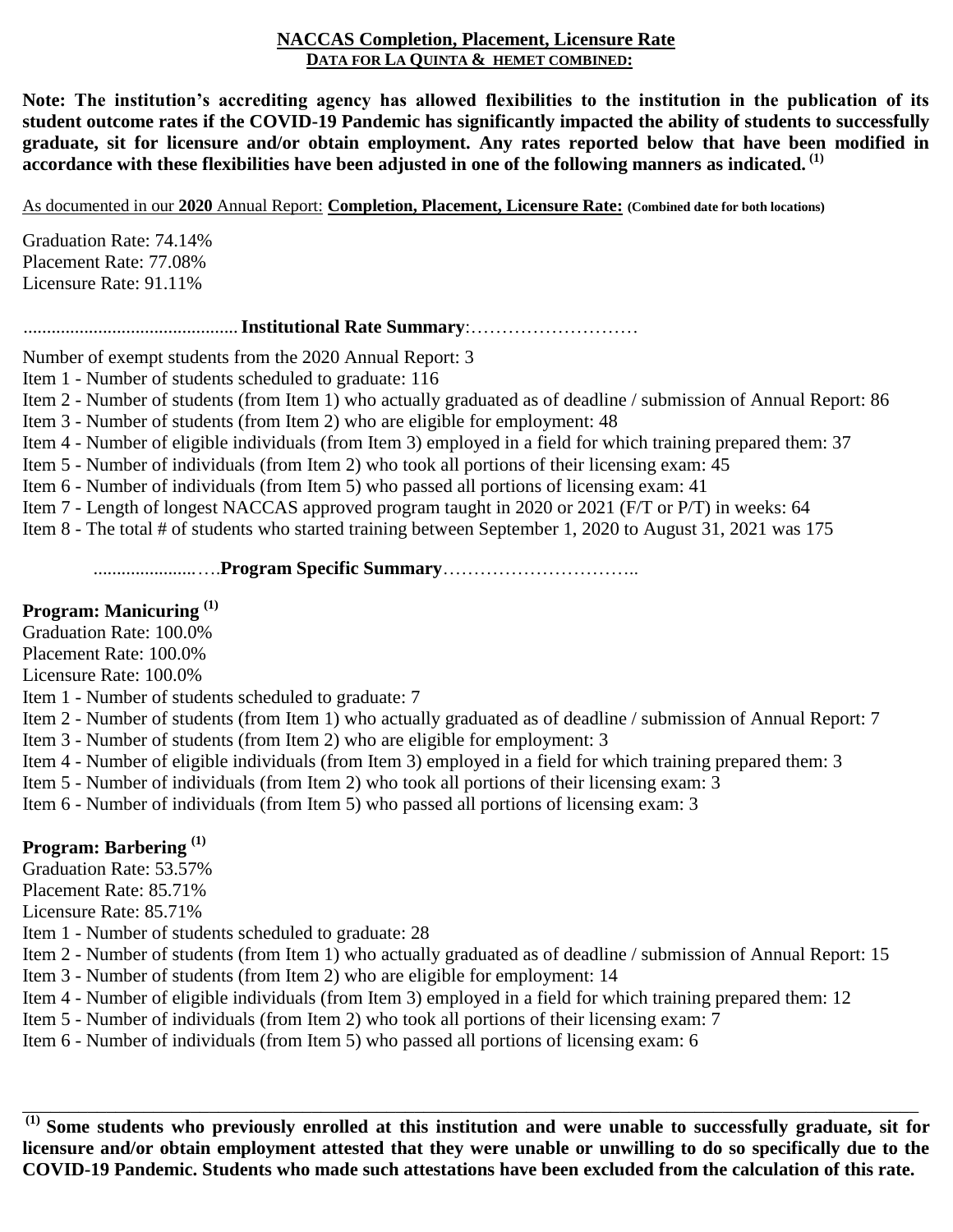## NACCAS Completion, Placement, Licensure Rate

**DATA FOR LA QUINTA & HEMET COMBINED:**

**Note: The institution's accrediting agency has allowed flexibilities to the institution in the publication of its student outcome rates if the COVID-19 Pandemic has significantly impacted the ability of students to successfully graduate, sit for licensure and/or obtain employment. Any rates reported below that have been modified in accordance with these flexibilities have been adjusted in one of the following manners as indicated.** [(1)]

As documented in our **2020** Annual Report: **Completion, Placement, Licensure Rate: (Combined date for both locations)**

Graduation Rate: 74.14%
Placement Rate: 77.08%
Licensure Rate: 91.11%

.............................................. **Institutional Rate Summary**:………………………

Number of exempt students from the 2020 Annual Report: 3
Item 1 - Number of students scheduled to graduate: 116
Item 2 - Number of students (from Item 1) who actually graduated as of deadline / submission of Annual Report: 86
Item 3 - Number of students (from Item 2) who are eligible for employment: 48
Item 4 - Number of eligible individuals (from Item 3) employed in a field for which training prepared them: 37
Item 5 - Number of individuals (from Item 2) who took all portions of their licensing exam: 45
Item 6 - Number of individuals (from Item 5) who passed all portions of licensing exam: 41
Item 7 - Length of longest NACCAS approved program taught in 2020 or 2021 (F/T or P/T) in weeks: 64
Item 8 - The total # of students who started training between September 1, 2020 to August 31, 2021 was 175

......................….**Program Specific Summary**…………………………..

### Program: Manicuring [(1)]

Graduation Rate: 100.0%
Placement Rate: 100.0%
Licensure Rate: 100.0%
Item 1 - Number of students scheduled to graduate: 7
Item 2 - Number of students (from Item 1) who actually graduated as of deadline / submission of Annual Report: 7
Item 3 - Number of students (from Item 2) who are eligible for employment: 3
Item 4 - Number of eligible individuals (from Item 3) employed in a field for which training prepared them: 3
Item 5 - Number of individuals (from Item 2) who took all portions of their licensing exam: 3
Item 6 - Number of individuals (from Item 5) who passed all portions of licensing exam: 3

### Program: Barbering [(1)]

Graduation Rate: 53.57%
Placement Rate: 85.71%
Licensure Rate: 85.71%
Item 1 - Number of students scheduled to graduate: 28
Item 2 - Number of students (from Item 1) who actually graduated as of deadline / submission of Annual Report: 15
Item 3 - Number of students (from Item 2) who are eligible for employment: 14
Item 4 - Number of eligible individuals (from Item 3) employed in a field for which training prepared them: 12
Item 5 - Number of individuals (from Item 2) who took all portions of their licensing exam: 7
Item 6 - Number of individuals (from Item 5) who passed all portions of licensing exam: 6

---

**[(1)] Some students who previously enrolled at this institution and were unable to successfully graduate, sit for licensure and/or obtain employment attested that they were unable or unwilling to do so specifically due to the COVID-19 Pandemic. Students who made such attestations have been excluded from the calculation of this rate.**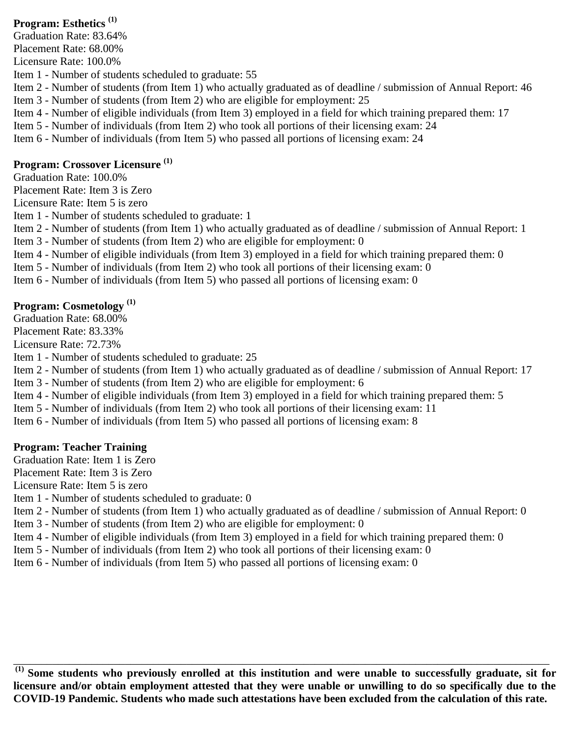**Program: Esthetics [1]**

Graduation Rate: 83.64%
Placement Rate: 68.00%
Licensure Rate: 100.0%
Item 1 - Number of students scheduled to graduate: 55
Item 2 - Number of students (from Item 1) who actually graduated as of deadline / submission of Annual Report: 46
Item 3 - Number of students (from Item 2) who are eligible for employment: 25
Item 4 - Number of eligible individuals (from Item 3) employed in a field for which training prepared them: 17
Item 5 - Number of individuals (from Item 2) who took all portions of their licensing exam: 24
Item 6 - Number of individuals (from Item 5) who passed all portions of licensing exam: 24

**Program: Crossover Licensure [1]**

Graduation Rate: 100.0%
Placement Rate: Item 3 is Zero
Licensure Rate: Item 5 is zero
Item 1 - Number of students scheduled to graduate: 1
Item 2 - Number of students (from Item 1) who actually graduated as of deadline / submission of Annual Report: 1
Item 3 - Number of students (from Item 2) who are eligible for employment: 0
Item 4 - Number of eligible individuals (from Item 3) employed in a field for which training prepared them: 0
Item 5 - Number of individuals (from Item 2) who took all portions of their licensing exam: 0
Item 6 - Number of individuals (from Item 5) who passed all portions of licensing exam: 0

**Program: Cosmetology [1]**

Graduation Rate: 68.00%
Placement Rate: 83.33%
Licensure Rate: 72.73%
Item 1 - Number of students scheduled to graduate: 25
Item 2 - Number of students (from Item 1) who actually graduated as of deadline / submission of Annual Report: 17
Item 3 - Number of students (from Item 2) who are eligible for employment: 6
Item 4 - Number of eligible individuals (from Item 3) employed in a field for which training prepared them: 5
Item 5 - Number of individuals (from Item 2) who took all portions of their licensing exam: 11
Item 6 - Number of individuals (from Item 5) who passed all portions of licensing exam: 8

**Program: Teacher Training**

Graduation Rate: Item 1 is Zero
Placement Rate: Item 3 is Zero
Licensure Rate: Item 5 is zero
Item 1 - Number of students scheduled to graduate: 0
Item 2 - Number of students (from Item 1) who actually graduated as of deadline / submission of Annual Report: 0
Item 3 - Number of students (from Item 2) who are eligible for employment: 0
Item 4 - Number of eligible individuals (from Item 3) employed in a field for which training prepared them: 0
Item 5 - Number of individuals (from Item 2) who took all portions of their licensing exam: 0
Item 6 - Number of individuals (from Item 5) who passed all portions of licensing exam: 0

---

**[1] Some students who previously enrolled at this institution and were unable to successfully graduate, sit for licensure and/or obtain employment attested that they were unable or unwilling to do so specifically due to the COVID-19 Pandemic. Students who made such attestations have been excluded from the calculation of this rate.**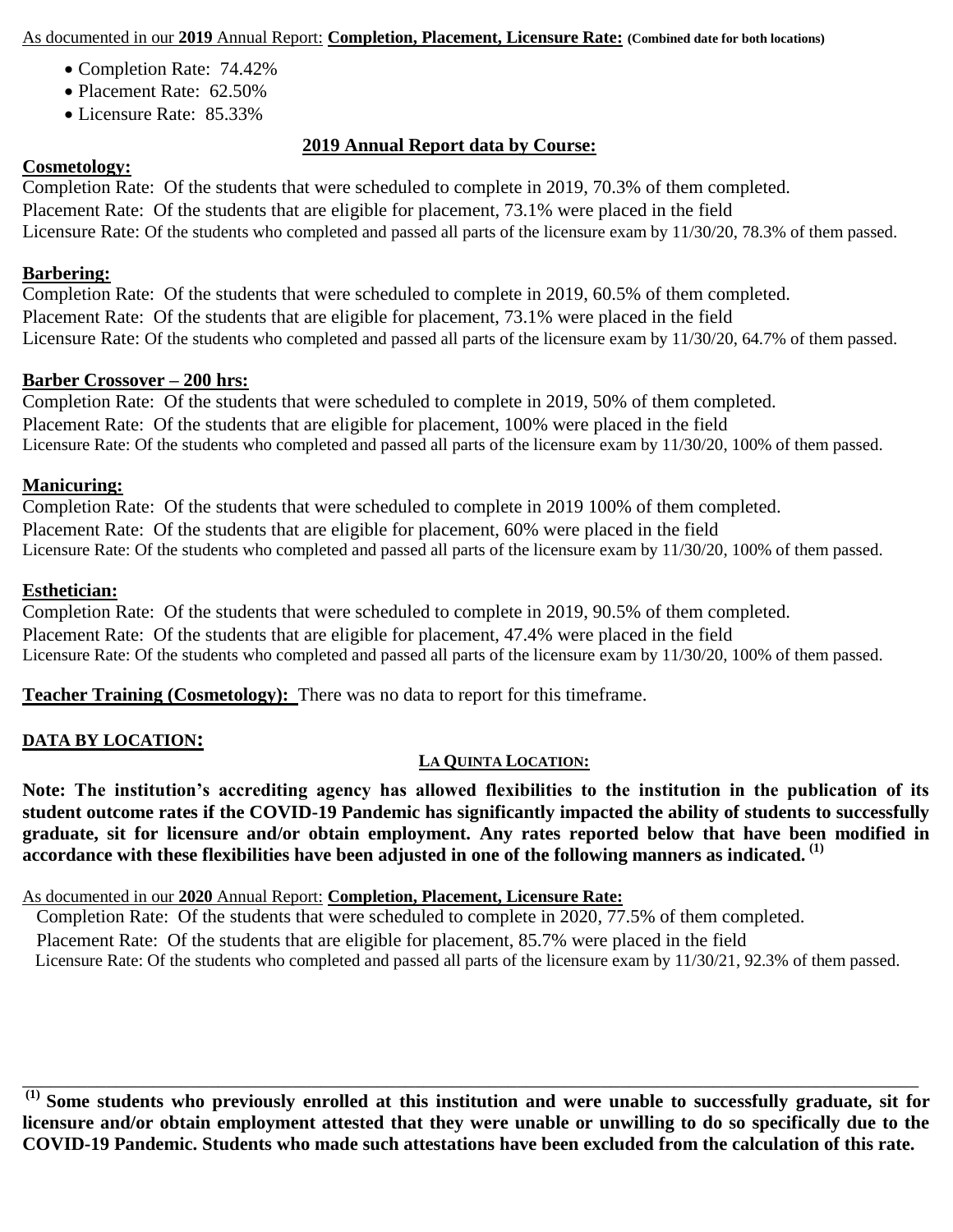As documented in our **2019** Annual Report: **Completion, Placement, Licensure Rate:** **(Combined date for both locations)**

- Completion Rate: 74.42%
- Placement Rate: 62.50%
- Licensure Rate: 85.33%

## 2019 Annual Report data by Course:

**Cosmetology:**

Completion Rate: Of the students that were scheduled to complete in 2019, 70.3% of them completed.
Placement Rate: Of the students that are eligible for placement, 73.1% were placed in the field
Licensure Rate: Of the students who completed and passed all parts of the licensure exam by 11/30/20, 78.3% of them passed.

**Barbering:**

Completion Rate: Of the students that were scheduled to complete in 2019, 60.5% of them completed.
Placement Rate: Of the students that are eligible for placement, 73.1% were placed in the field
Licensure Rate: Of the students who completed and passed all parts of the licensure exam by 11/30/20, 64.7% of them passed.

**Barber Crossover – 200 hrs:**

Completion Rate: Of the students that were scheduled to complete in 2019, 50% of them completed.
Placement Rate: Of the students that are eligible for placement, 100% were placed in the field
Licensure Rate: Of the students who completed and passed all parts of the licensure exam by 11/30/20, 100% of them passed.

**Manicuring:**

Completion Rate: Of the students that were scheduled to complete in 2019 100% of them completed.
Placement Rate: Of the students that are eligible for placement, 60% were placed in the field
Licensure Rate: Of the students who completed and passed all parts of the licensure exam by 11/30/20, 100% of them passed.

**Esthetician:**

Completion Rate: Of the students that were scheduled to complete in 2019, 90.5% of them completed.
Placement Rate: Of the students that are eligible for placement, 47.4% were placed in the field
Licensure Rate: Of the students who completed and passed all parts of the licensure exam by 11/30/20, 100% of them passed.

**Teacher Training (Cosmetology):** There was no data to report for this timeframe.

## DATA BY LOCATION:

### LA QUINTA LOCATION:

**Note: The institution's accrediting agency has allowed flexibilities to the institution in the publication of its student outcome rates if the COVID-19 Pandemic has significantly impacted the ability of students to successfully graduate, sit for licensure and/or obtain employment. Any rates reported below that have been modified in accordance with these flexibilities have been adjusted in one of the following manners as indicated. [1]**

As documented in our **2020** Annual Report: **Completion, Placement, Licensure Rate:**

Completion Rate: Of the students that were scheduled to complete in 2020, 77.5% of them completed.
Placement Rate: Of the students that are eligible for placement, 85.7% were placed in the field
Licensure Rate: Of the students who completed and passed all parts of the licensure exam by 11/30/21, 92.3% of them passed.

---

**[1] Some students who previously enrolled at this institution and were unable to successfully graduate, sit for licensure and/or obtain employment attested that they were unable or unwilling to do so specifically due to the COVID-19 Pandemic. Students who made such attestations have been excluded from the calculation of this rate.**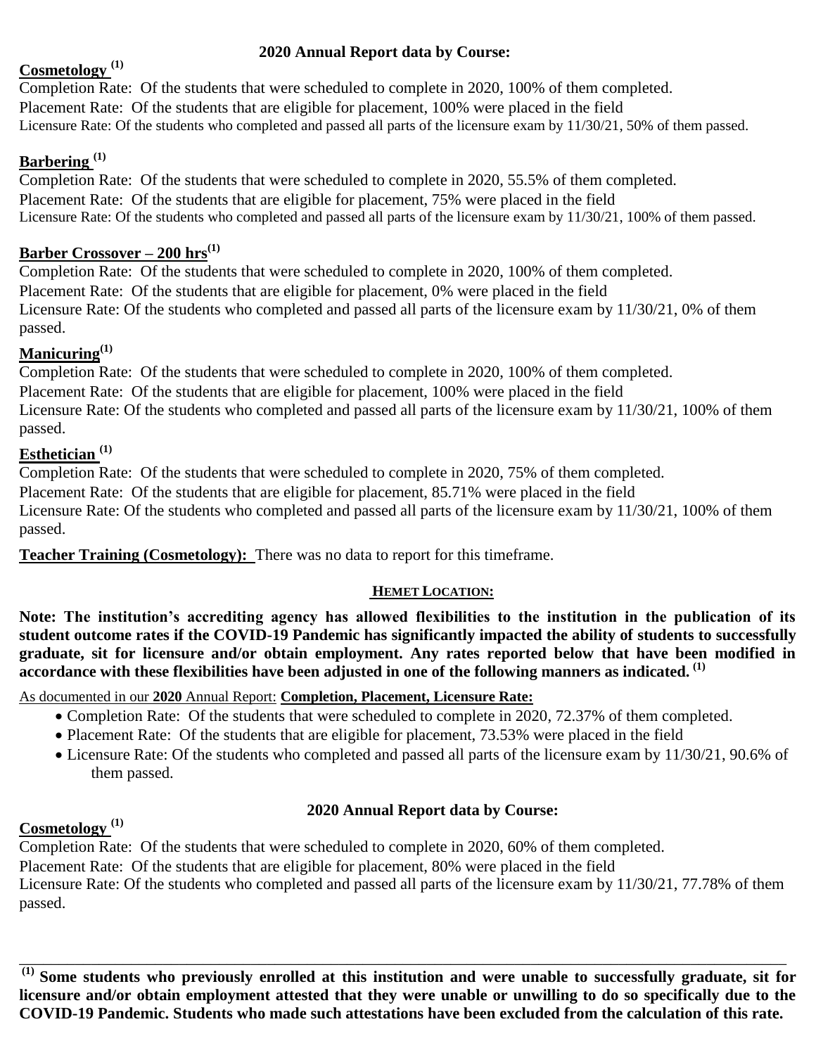**2020 Annual Report data by Course:**

**Cosmetology [(1)]**

Completion Rate: Of the students that were scheduled to complete in 2020, 100% of them completed.

Placement Rate: Of the students that are eligible for placement, 100% were placed in the field

Licensure Rate: Of the students who completed and passed all parts of the licensure exam by 11/30/21, 50% of them passed.

**Barbering [(1)]**

Completion Rate: Of the students that were scheduled to complete in 2020, 55.5% of them completed.

Placement Rate: Of the students that are eligible for placement, 75% were placed in the field

Licensure Rate: Of the students who completed and passed all parts of the licensure exam by 11/30/21, 100% of them passed.

**Barber Crossover – 200 hrs[(1)]**

Completion Rate: Of the students that were scheduled to complete in 2020, 100% of them completed.

Placement Rate: Of the students that are eligible for placement, 0% were placed in the field

Licensure Rate: Of the students who completed and passed all parts of the licensure exam by 11/30/21, 0% of them passed.

**Manicuring[(1)]**

Completion Rate: Of the students that were scheduled to complete in 2020, 100% of them completed.

Placement Rate: Of the students that are eligible for placement, 100% were placed in the field

Licensure Rate: Of the students who completed and passed all parts of the licensure exam by 11/30/21, 100% of them passed.

**Esthetician [(1)]**

Completion Rate: Of the students that were scheduled to complete in 2020, 75% of them completed.

Placement Rate: Of the students that are eligible for placement, 85.71% were placed in the field

Licensure Rate: Of the students who completed and passed all parts of the licensure exam by 11/30/21, 100% of them passed.

**Teacher Training (Cosmetology):** There was no data to report for this timeframe.

**HEMET LOCATION:**

**Note: The institution's accrediting agency has allowed flexibilities to the institution in the publication of its student outcome rates if the COVID-19 Pandemic has significantly impacted the ability of students to successfully graduate, sit for licensure and/or obtain employment. Any rates reported below that have been modified in accordance with these flexibilities have been adjusted in one of the following manners as indicated. [(1)]**

As documented in our **2020** Annual Report: **Completion, Placement, Licensure Rate:**

- Completion Rate: Of the students that were scheduled to complete in 2020, 72.37% of them completed.
- Placement Rate: Of the students that are eligible for placement, 73.53% were placed in the field
- Licensure Rate: Of the students who completed and passed all parts of the licensure exam by 11/30/21, 90.6% of them passed.

**2020 Annual Report data by Course:**

**Cosmetology [(1)]**

Completion Rate: Of the students that were scheduled to complete in 2020, 60% of them completed.

Placement Rate: Of the students that are eligible for placement, 80% were placed in the field

Licensure Rate: Of the students who completed and passed all parts of the licensure exam by 11/30/21, 77.78% of them passed.

---

**[(1)] Some students who previously enrolled at this institution and were unable to successfully graduate, sit for licensure and/or obtain employment attested that they were unable or unwilling to do so specifically due to the COVID-19 Pandemic. Students who made such attestations have been excluded from the calculation of this rate.**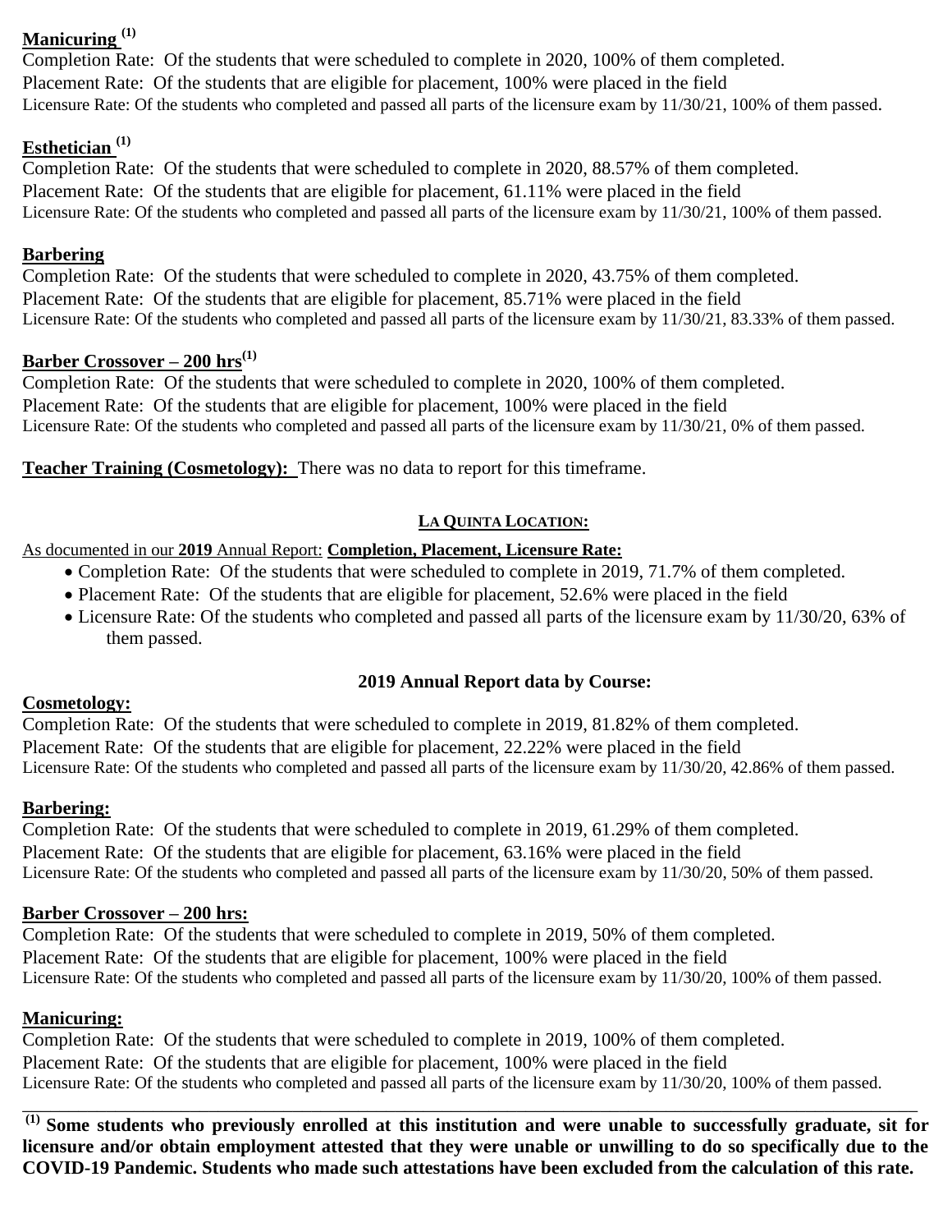**Manicuring** [(1)]

Completion Rate: Of the students that were scheduled to complete in 2020, 100% of them completed.
Placement Rate: Of the students that are eligible for placement, 100% were placed in the field
Licensure Rate: Of the students who completed and passed all parts of the licensure exam by 11/30/21, 100% of them passed.

**Esthetician** [(1)]

Completion Rate: Of the students that were scheduled to complete in 2020, 88.57% of them completed.
Placement Rate: Of the students that are eligible for placement, 61.11% were placed in the field
Licensure Rate: Of the students who completed and passed all parts of the licensure exam by 11/30/21, 100% of them passed.

**Barbering**

Completion Rate: Of the students that were scheduled to complete in 2020, 43.75% of them completed.
Placement Rate: Of the students that are eligible for placement, 85.71% were placed in the field
Licensure Rate: Of the students who completed and passed all parts of the licensure exam by 11/30/21, 83.33% of them passed.

**Barber Crossover – 200 hrs**[(1)]

Completion Rate: Of the students that were scheduled to complete in 2020, 100% of them completed.
Placement Rate: Of the students that are eligible for placement, 100% were placed in the field
Licensure Rate: Of the students who completed and passed all parts of the licensure exam by 11/30/21, 0% of them passed.

**Teacher Training (Cosmetology):** There was no data to report for this timeframe.

## LA QUINTA LOCATION:

As documented in our **2019** Annual Report: **Completion, Placement, Licensure Rate:**

- Completion Rate: Of the students that were scheduled to complete in 2019, 71.7% of them completed.
- Placement Rate: Of the students that are eligible for placement, 52.6% were placed in the field
- Licensure Rate: Of the students who completed and passed all parts of the licensure exam by 11/30/20, 63% of them passed.

### 2019 Annual Report data by Course:

**Cosmetology:**

Completion Rate: Of the students that were scheduled to complete in 2019, 81.82% of them completed.
Placement Rate: Of the students that are eligible for placement, 22.22% were placed in the field
Licensure Rate: Of the students who completed and passed all parts of the licensure exam by 11/30/20, 42.86% of them passed.

**Barbering:**

Completion Rate: Of the students that were scheduled to complete in 2019, 61.29% of them completed.
Placement Rate: Of the students that are eligible for placement, 63.16% were placed in the field
Licensure Rate: Of the students who completed and passed all parts of the licensure exam by 11/30/20, 50% of them passed.

**Barber Crossover – 200 hrs:**

Completion Rate: Of the students that were scheduled to complete in 2019, 50% of them completed.
Placement Rate: Of the students that are eligible for placement, 100% were placed in the field
Licensure Rate: Of the students who completed and passed all parts of the licensure exam by 11/30/20, 100% of them passed.

**Manicuring:**

Completion Rate: Of the students that were scheduled to complete in 2019, 100% of them completed.
Placement Rate: Of the students that are eligible for placement, 100% were placed in the field
Licensure Rate: Of the students who completed and passed all parts of the licensure exam by 11/30/20, 100% of them passed.

---

**[(1)] Some students who previously enrolled at this institution and were unable to successfully graduate, sit for licensure and/or obtain employment attested that they were unable or unwilling to do so specifically due to the COVID-19 Pandemic. Students who made such attestations have been excluded from the calculation of this rate.**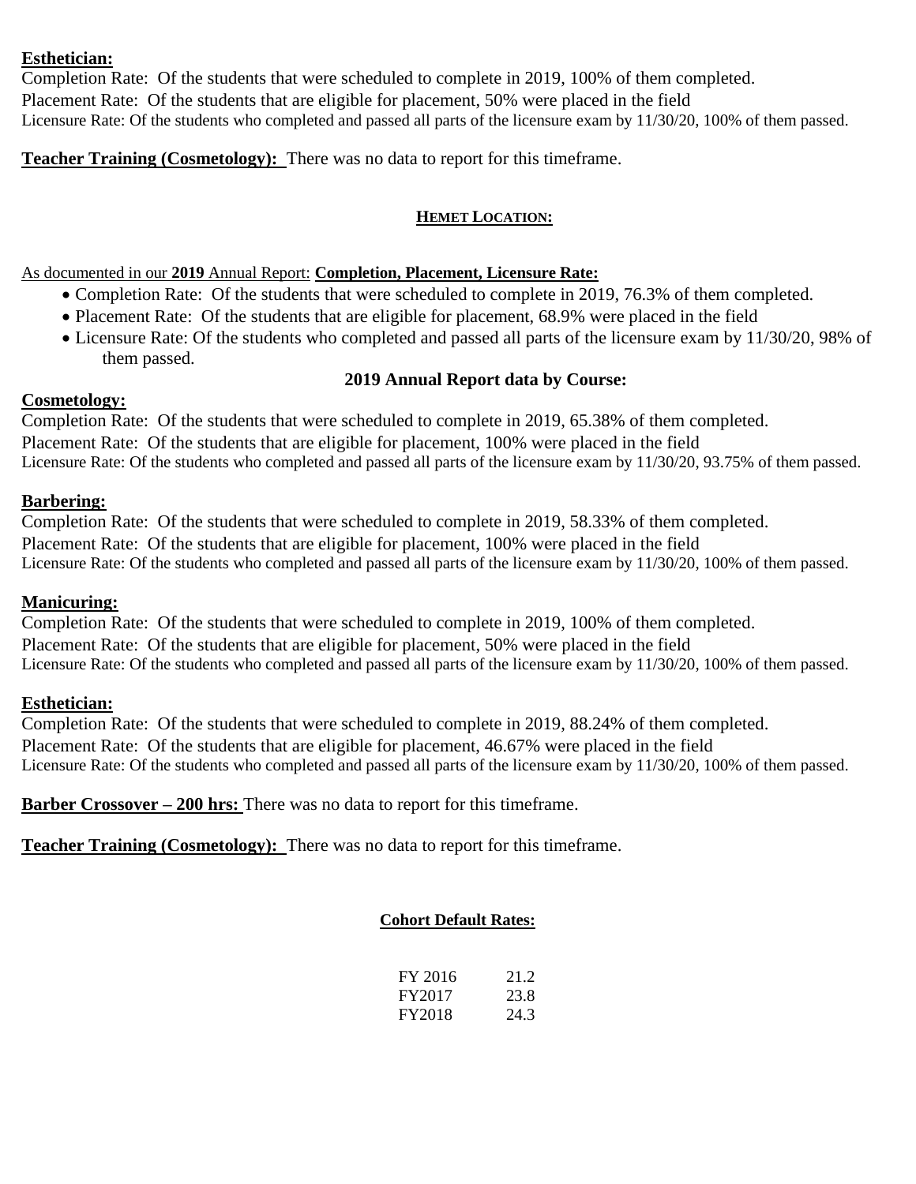**Esthetician:**
Completion Rate: Of the students that were scheduled to complete in 2019, 100% of them completed.
Placement Rate: Of the students that are eligible for placement, 50% were placed in the field
Licensure Rate: Of the students who completed and passed all parts of the licensure exam by 11/30/20, 100% of them passed.

**Teacher Training (Cosmetology):** There was no data to report for this timeframe.

## HEMET LOCATION:

As documented in our **2019** Annual Report: **Completion, Placement, Licensure Rate:**

- Completion Rate: Of the students that were scheduled to complete in 2019, 76.3% of them completed.
- Placement Rate: Of the students that are eligible for placement, 68.9% were placed in the field
- Licensure Rate: Of the students who completed and passed all parts of the licensure exam by 11/30/20, 98% of them passed.

### 2019 Annual Report data by Course:

**Cosmetology:**
Completion Rate: Of the students that were scheduled to complete in 2019, 65.38% of them completed.
Placement Rate: Of the students that are eligible for placement, 100% were placed in the field
Licensure Rate: Of the students who completed and passed all parts of the licensure exam by 11/30/20, 93.75% of them passed.

**Barbering:**
Completion Rate: Of the students that were scheduled to complete in 2019, 58.33% of them completed.
Placement Rate: Of the students that are eligible for placement, 100% were placed in the field
Licensure Rate: Of the students who completed and passed all parts of the licensure exam by 11/30/20, 100% of them passed.

**Manicuring:**
Completion Rate: Of the students that were scheduled to complete in 2019, 100% of them completed.
Placement Rate: Of the students that are eligible for placement, 50% were placed in the field
Licensure Rate: Of the students who completed and passed all parts of the licensure exam by 11/30/20, 100% of them passed.

**Esthetician:**
Completion Rate: Of the students that were scheduled to complete in 2019, 88.24% of them completed.
Placement Rate: Of the students that are eligible for placement, 46.67% were placed in the field
Licensure Rate: Of the students who completed and passed all parts of the licensure exam by 11/30/20, 100% of them passed.

**Barber Crossover – 200 hrs:** There was no data to report for this timeframe.

**Teacher Training (Cosmetology):** There was no data to report for this timeframe.

### Cohort Default Rates:

| | |
|---|---|
| FY 2016 | 21.2 |
| FY2017 | 23.8 |
| FY2018 | 24.3 |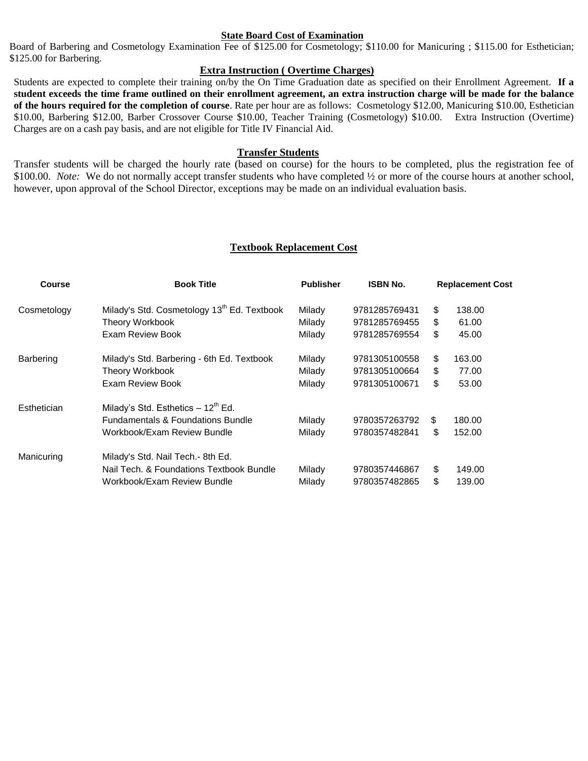## State Board Cost of Examination

Board of Barbering and Cosmetology Examination Fee of $125.00 for Cosmetology; $110.00 for Manicuring ; $115.00 for Esthetician; $125.00 for Barbering.

## Extra Instruction ( Overtime Charges)

Students are expected to complete their training on/by the On Time Graduation date as specified on their Enrollment Agreement. **If a student exceeds the time frame outlined on their enrollment agreement, an extra instruction charge will be made for the balance of the hours required for the completion of course**. Rate per hour are as follows: Cosmetology $12.00, Manicuring $10.00, Esthetician $10.00, Barbering $12.00, Barber Crossover Course $10.00, Teacher Training (Cosmetology) $10.00. Extra Instruction (Overtime) Charges are on a cash pay basis, and are not eligible for Title IV Financial Aid.

## Transfer Students

Transfer students will be charged the hourly rate (based on course) for the hours to be completed, plus the registration fee of $100.00. *Note:* We do not normally accept transfer students who have completed ½ or more of the course hours at another school, however, upon approval of the School Director, exceptions may be made on an individual evaluation basis.

## Textbook Replacement Cost

| Course | Book Title | Publisher | ISBN No. | Replacement Cost |
|---|---|---|---|---|
| Cosmetology | Milady's Std. Cosmetology 13th Ed. Textbook | Milady | 9781285769431 | $ 138.00 |
| | Theory Workbook | Milady | 9781285769455 | $ 61.00 |
| | Exam Review Book | Milady | 9781285769554 | $ 45.00 |
| Barbering | Milady's Std. Barbering - 6th Ed. Textbook | Milady | 9781305100558 | $ 163.00 |
| | Theory Workbook | Milady | 9781305100664 | $ 77.00 |
| | Exam Review Book | Milady | 9781305100671 | $ 53.00 |
| Esthetician | Milady's Std. Esthetics – 12th Ed. | | | |
| | Fundamentals & Foundations Bundle | Milady | 9780357263792 | $ 180.00 |
| | Workbook/Exam Review Bundle | Milady | 9780357482841 | $ 152.00 |
| Manicuring | Milady's Std. Nail Tech.- 8th Ed. | | | |
| | Nail Tech. & Foundations Textbook Bundle | Milady | 9780357446867 | $ 149.00 |
| | Workbook/Exam Review Bundle | Milady | 9780357482865 | $ 139.00 |